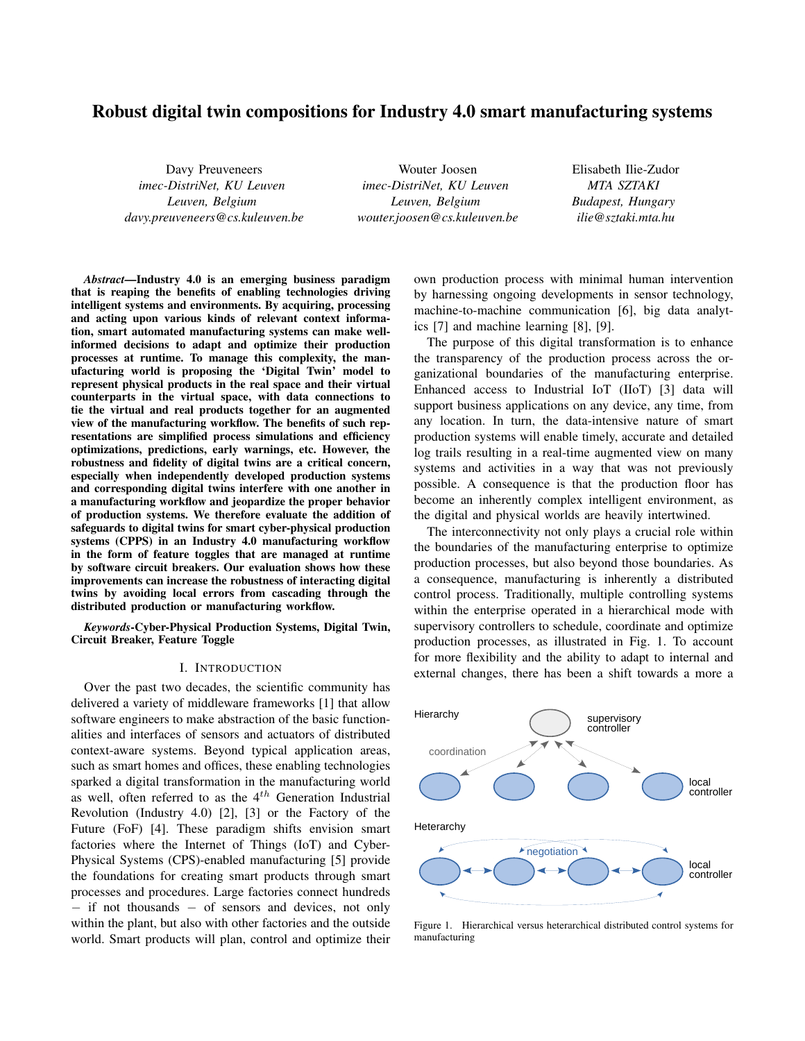# Robust digital twin compositions for Industry 4.0 smart manufacturing systems

Davy Preuveneers
*imec-DistriNet, KU Leuven*
*Leuven, Belgium*
*davy.preuveneers@cs.kuleuven.be*

Wouter Joosen
*imec-DistriNet, KU Leuven*
*Leuven, Belgium*
*wouter.joosen@cs.kuleuven.be*

Elisabeth Ilie-Zudor
*MTA SZTAKI*
*Budapest, Hungary*
*ilie@sztaki.mta.hu*

***Abstract*—Industry 4.0 is an emerging business paradigm that is reaping the benefits of enabling technologies driving intelligent systems and environments. By acquiring, processing and acting upon various kinds of relevant context information, smart automated manufacturing systems can make well-informed decisions to adapt and optimize their production processes at runtime. To manage this complexity, the manufacturing world is proposing the 'Digital Twin' model to represent physical products in the real space and their virtual counterparts in the virtual space, with data connections to tie the virtual and real products together for an augmented view of the manufacturing workflow. The benefits of such representations are simplified process simulations and efficiency optimizations, predictions, early warnings, etc. However, the robustness and fidelity of digital twins are a critical concern, especially when independently developed production systems and corresponding digital twins interfere with one another in a manufacturing workflow and jeopardize the proper behavior of production systems. We therefore evaluate the addition of safeguards to digital twins for smart cyber-physical production systems (CPPS) in an Industry 4.0 manufacturing workflow in the form of feature toggles that are managed at runtime by software circuit breakers. Our evaluation shows how these improvements can increase the robustness of interacting digital twins by avoiding local errors from cascading through the distributed production or manufacturing workflow.**

***Keywords*-Cyber-Physical Production Systems, Digital Twin, Circuit Breaker, Feature Toggle**

## I. Introduction

Over the past two decades, the scientific community has delivered a variety of middleware frameworks [1] that allow software engineers to make abstraction of the basic functionalities and interfaces of sensors and actuators of distributed context-aware systems. Beyond typical application areas, such as smart homes and offices, these enabling technologies sparked a digital transformation in the manufacturing world as well, often referred to as the $4^{th}$ Generation Industrial Revolution (Industry 4.0) [2], [3] or the Factory of the Future (FoF) [4]. These paradigm shifts envision smart factories where the Internet of Things (IoT) and Cyber-Physical Systems (CPS)-enabled manufacturing [5] provide the foundations for creating smart products through smart processes and procedures. Large factories connect hundreds – if not thousands – of sensors and devices, not only within the plant, but also with other factories and the outside world. Smart products will plan, control and optimize their own production process with minimal human intervention by harnessing ongoing developments in sensor technology, machine-to-machine communication [6], big data analytics [7] and machine learning [8], [9].

The purpose of this digital transformation is to enhance the transparency of the production process across the organizational boundaries of the manufacturing enterprise. Enhanced access to Industrial IoT (IIoT) [3] data will support business applications on any device, any time, from any location. In turn, the data-intensive nature of smart production systems will enable timely, accurate and detailed log trails resulting in a real-time augmented view on many systems and activities in a way that was not previously possible. A consequence is that the production floor has become an inherently complex intelligent environment, as the digital and physical worlds are heavily intertwined.

The interconnectivity not only plays a crucial role within the boundaries of the manufacturing enterprise to optimize production processes, but also beyond those boundaries. As a consequence, manufacturing is inherently a distributed control process. Traditionally, multiple controlling systems within the enterprise operated in a hierarchical mode with supervisory controllers to schedule, coordinate and optimize production processes, as illustrated in Fig. 1. To account for more flexibility and the ability to adapt to internal and external changes, there has been a shift towards a more a

Hierarchy
supervisory controller
coordination
local controller
Heterarchy
negotiation
local controller

Figure 1. Hierarchical versus heterarchical distributed control systems for manufacturing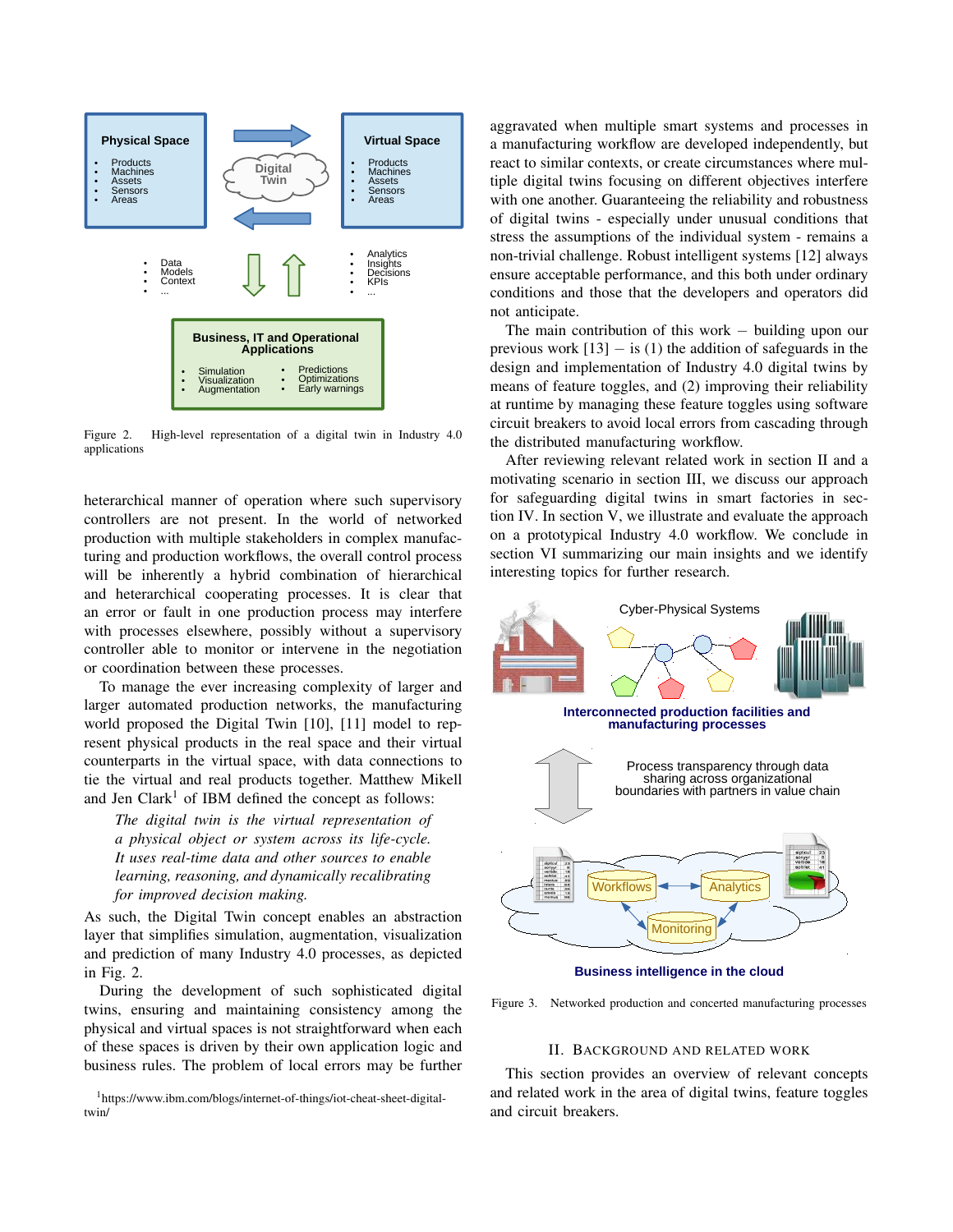Figure 2. High-level representation of a digital twin in Industry 4.0 applications

heterarchical manner of operation where such supervisory controllers are not present. In the world of networked production with multiple stakeholders in complex manufacturing and production workflows, the overall control process will be inherently a hybrid combination of hierarchical and heterarchical cooperating processes. It is clear that an error or fault in one production process may interfere with processes elsewhere, possibly without a supervisory controller able to monitor or intervene in the negotiation or coordination between these processes.

To manage the ever increasing complexity of larger and larger automated production networks, the manufacturing world proposed the Digital Twin [10], [11] model to represent physical products in the real space and their virtual counterparts in the virtual space, with data connections to tie the virtual and real products together. Matthew Mikell and Jen Clark[1] of IBM defined the concept as follows:

> *The digital twin is the virtual representation of a physical object or system across its life-cycle. It uses real-time data and other sources to enable learning, reasoning, and dynamically recalibrating for improved decision making.*

As such, the Digital Twin concept enables an abstraction layer that simplifies simulation, augmentation, visualization and prediction of many Industry 4.0 processes, as depicted in Fig. 2.

During the development of such sophisticated digital twins, ensuring and maintaining consistency among the physical and virtual spaces is not straightforward when each of these spaces is driven by their own application logic and business rules. The problem of local errors may be further aggravated when multiple smart systems and processes in a manufacturing workflow are developed independently, but react to similar contexts, or create circumstances where multiple digital twins focusing on different objectives interfere with one another. Guaranteeing the reliability and robustness of digital twins - especially under unusual conditions that stress the assumptions of the individual system - remains a non-trivial challenge. Robust intelligent systems [12] always ensure acceptable performance, and this both under ordinary conditions and those that the developers and operators did not anticipate.

The main contribution of this work – building upon our previous work [13] – is (1) the addition of safeguards in the design and implementation of Industry 4.0 digital twins by means of feature toggles, and (2) improving their reliability at runtime by managing these feature toggles using software circuit breakers to avoid local errors from cascading through the distributed manufacturing workflow.

After reviewing relevant related work in section II and a motivating scenario in section III, we discuss our approach for safeguarding digital twins in smart factories in section IV. In section V, we illustrate and evaluate the approach on a prototypical Industry 4.0 workflow. We conclude in section VI summarizing our main insights and we identify interesting topics for further research.

Figure 3. Networked production and concerted manufacturing processes

## II. Background and Related Work

This section provides an overview of relevant concepts and related work in the area of digital twins, feature toggles and circuit breakers.

[1]https://www.ibm.com/blogs/internet-of-things/iot-cheat-sheet-digital-twin/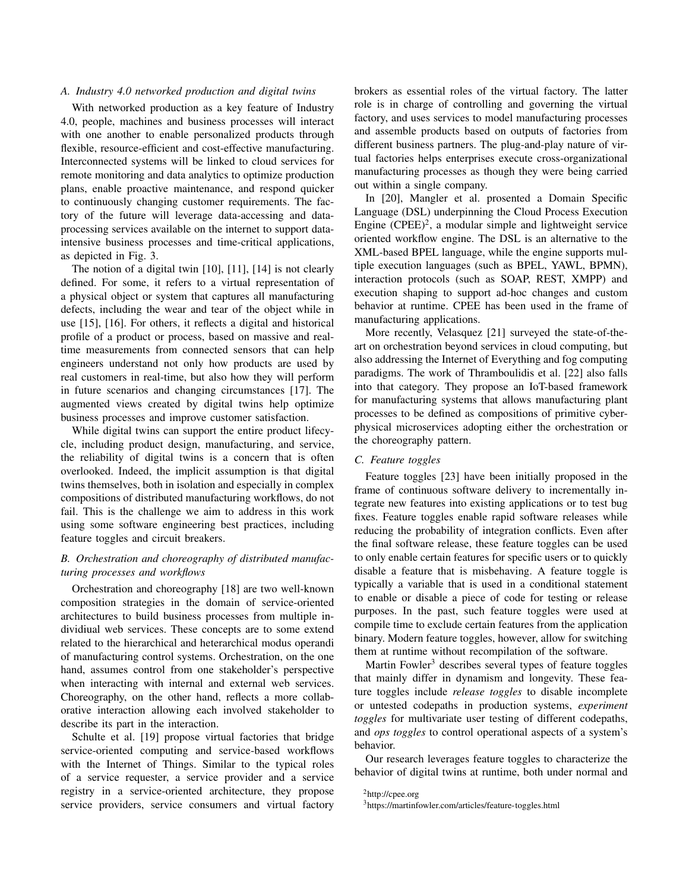### A. Industry 4.0 networked production and digital twins

With networked production as a key feature of Industry 4.0, people, machines and business processes will interact with one another to enable personalized products through flexible, resource-efficient and cost-effective manufacturing. Interconnected systems will be linked to cloud services for remote monitoring and data analytics to optimize production plans, enable proactive maintenance, and respond quicker to continuously changing customer requirements. The factory of the future will leverage data-accessing and data-processing services available on the internet to support data-intensive business processes and time-critical applications, as depicted in Fig. 3.

The notion of a digital twin [10], [11], [14] is not clearly defined. For some, it refers to a virtual representation of a physical object or system that captures all manufacturing defects, including the wear and tear of the object while in use [15], [16]. For others, it reflects a digital and historical profile of a product or process, based on massive and real-time measurements from connected sensors that can help engineers understand not only how products are used by real customers in real-time, but also how they will perform in future scenarios and changing circumstances [17]. The augmented views created by digital twins help optimize business processes and improve customer satisfaction.

While digital twins can support the entire product lifecycle, including product design, manufacturing, and service, the reliability of digital twins is a concern that is often overlooked. Indeed, the implicit assumption is that digital twins themselves, both in isolation and especially in complex compositions of distributed manufacturing workflows, do not fail. This is the challenge we aim to address in this work using some software engineering best practices, including feature toggles and circuit breakers.

### B. Orchestration and choreography of distributed manufacturing processes and workflows

Orchestration and choreography [18] are two well-known composition strategies in the domain of service-oriented architectures to build business processes from multiple indivdiual web services. These concepts are to some extend related to the hierarchical and heterarchical modus operandi of manufacturing control systems. Orchestration, on the one hand, assumes control from one stakeholder's perspective when interacting with internal and external web services. Choreography, on the other hand, reflects a more collaborative interaction allowing each involved stakeholder to describe its part in the interaction.

Schulte et al. [19] propose virtual factories that bridge service-oriented computing and service-based workflows with the Internet of Things. Similar to the typical roles of a service requester, a service provider and a service registry in a service-oriented architecture, they propose service providers, service consumers and virtual factory brokers as essential roles of the virtual factory. The latter role is in charge of controlling and governing the virtual factory, and uses services to model manufacturing processes and assemble products based on outputs of factories from different business partners. The plug-and-play nature of virtual factories helps enterprises execute cross-organizational manufacturing processes as though they were being carried out within a single company.

In [20], Mangler et al. prosented a Domain Specific Language (DSL) underpinning the Cloud Process Execution Engine (CPEE)[2], a modular simple and lightweight service oriented workflow engine. The DSL is an alternative to the XML-based BPEL language, while the engine supports multiple execution languages (such as BPEL, YAWL, BPMN), interaction protocols (such as SOAP, REST, XMPP) and execution shaping to support ad-hoc changes and custom behavior at runtime. CPEE has been used in the frame of manufacturing applications.

More recently, Velasquez [21] surveyed the state-of-the-art on orchestration beyond services in cloud computing, but also addressing the Internet of Everything and fog computing paradigms. The work of Thramboulidis et al. [22] also falls into that category. They propose an IoT-based framework for manufacturing systems that allows manufacturing plant processes to be defined as compositions of primitive cyber-physical microservices adopting either the orchestration or the choreography pattern.

### C. Feature toggles

Feature toggles [23] have been initially proposed in the frame of continuous software delivery to incrementally integrate new features into existing applications or to test bug fixes. Feature toggles enable rapid software releases while reducing the probability of integration conflicts. Even after the final software release, these feature toggles can be used to only enable certain features for specific users or to quickly disable a feature that is misbehaving. A feature toggle is typically a variable that is used in a conditional statement to enable or disable a piece of code for testing or release purposes. In the past, such feature toggles were used at compile time to exclude certain features from the application binary. Modern feature toggles, however, allow for switching them at runtime without recompilation of the software.

Martin Fowler[3] describes several types of feature toggles that mainly differ in dynamism and longevity. These feature toggles include *release toggles* to disable incomplete or untested codepaths in production systems, *experiment toggles* for multivariate user testing of different codepaths, and *ops toggles* to control operational aspects of a system's behavior.

Our research leverages feature toggles to characterize the behavior of digital twins at runtime, both under normal and

[2] http://cpee.org

[3] https://martinfowler.com/articles/feature-toggles.html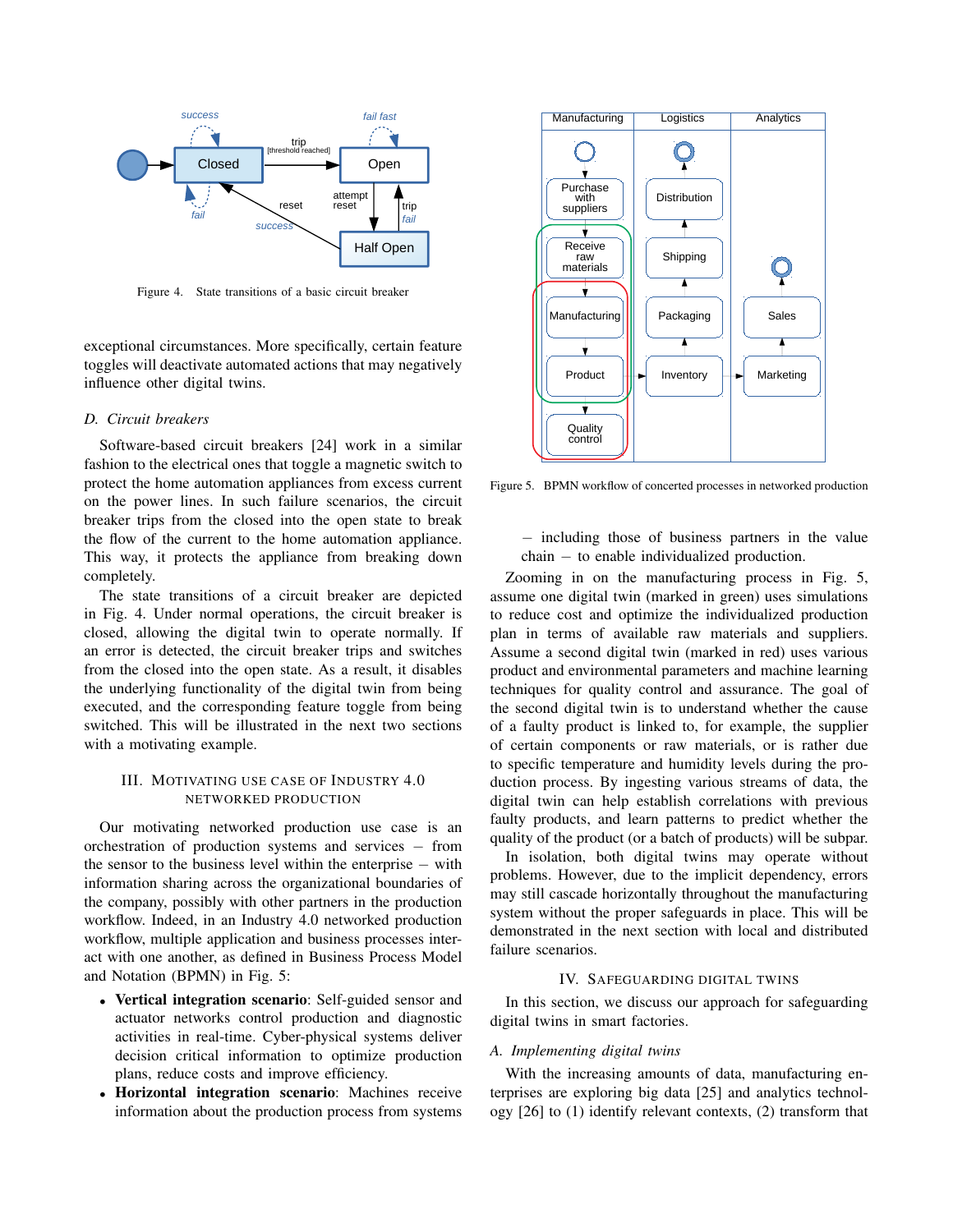Figure 4. State transitions of a basic circuit breaker

exceptional circumstances. More specifically, certain feature toggles will deactivate automated actions that may negatively influence other digital twins.

### D. Circuit breakers

Software-based circuit breakers [24] work in a similar fashion to the electrical ones that toggle a magnetic switch to protect the home automation appliances from excess current on the power lines. In such failure scenarios, the circuit breaker trips from the closed into the open state to break the flow of the current to the home automation appliance. This way, it protects the appliance from breaking down completely.

The state transitions of a circuit breaker are depicted in Fig. 4. Under normal operations, the circuit breaker is closed, allowing the digital twin to operate normally. If an error is detected, the circuit breaker trips and switches from the closed into the open state. As a result, it disables the underlying functionality of the digital twin from being executed, and the corresponding feature toggle from being switched. This will be illustrated in the next two sections with a motivating example.

## III. Motivating use case of Industry 4.0 networked production

Our motivating networked production use case is an orchestration of production systems and services – from the sensor to the business level within the enterprise – with information sharing across the organizational boundaries of the company, possibly with other partners in the production workflow. Indeed, in an Industry 4.0 networked production workflow, multiple application and business processes interact with one another, as defined in Business Process Model and Notation (BPMN) in Fig. 5:

- **Vertical integration scenario**: Self-guided sensor and actuator networks control production and diagnostic activities in real-time. Cyber-physical systems deliver decision critical information to optimize production plans, reduce costs and improve efficiency.
- **Horizontal integration scenario**: Machines receive information about the production process from systems – including those of business partners in the value chain – to enable individualized production.

Figure 5. BPMN workflow of concerted processes in networked production

Zooming in on the manufacturing process in Fig. 5, assume one digital twin (marked in green) uses simulations to reduce cost and optimize the individualized production plan in terms of available raw materials and suppliers. Assume a second digital twin (marked in red) uses various product and environmental parameters and machine learning techniques for quality control and assurance. The goal of the second digital twin is to understand whether the cause of a faulty product is linked to, for example, the supplier of certain components or raw materials, or is rather due to specific temperature and humidity levels during the production process. By ingesting various streams of data, the digital twin can help establish correlations with previous faulty products, and learn patterns to predict whether the quality of the product (or a batch of products) will be subpar.

In isolation, both digital twins may operate without problems. However, due to the implicit dependency, errors may still cascade horizontally throughout the manufacturing system without the proper safeguards in place. This will be demonstrated in the next section with local and distributed failure scenarios.

## IV. Safeguarding digital twins

In this section, we discuss our approach for safeguarding digital twins in smart factories.

### A. Implementing digital twins

With the increasing amounts of data, manufacturing enterprises are exploring big data [25] and analytics technology [26] to (1) identify relevant contexts, (2) transform that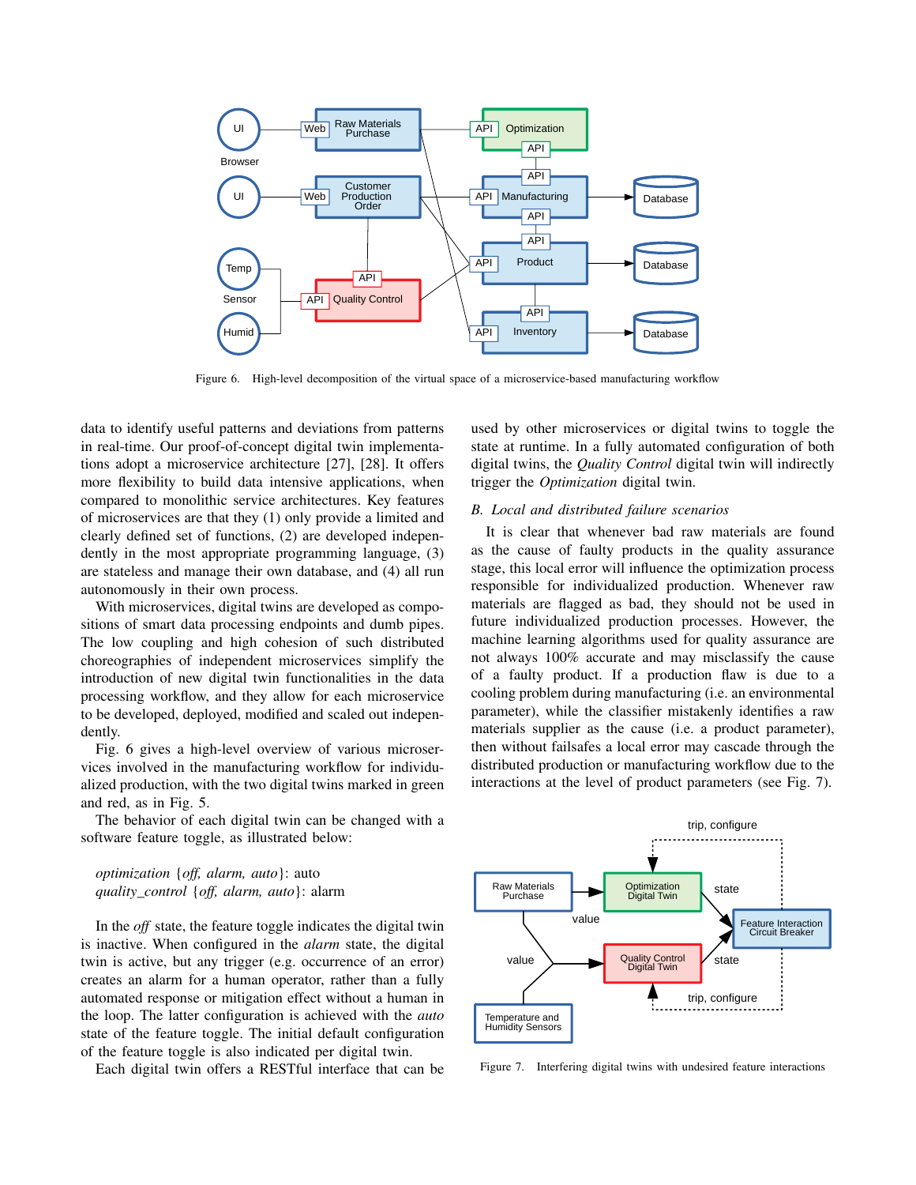Figure 6. High-level decomposition of the virtual space of a microservice-based manufacturing workflow

data to identify useful patterns and deviations from patterns in real-time. Our proof-of-concept digital twin implementations adopt a microservice architecture [27], [28]. It offers more flexibility to build data intensive applications, when compared to monolithic service architectures. Key features of microservices are that they (1) only provide a limited and clearly defined set of functions, (2) are developed independently in the most appropriate programming language, (3) are stateless and manage their own database, and (4) all run autonomously in their own process.

With microservices, digital twins are developed as compositions of smart data processing endpoints and dumb pipes. The low coupling and high cohesion of such distributed choreographies of independent microservices simplify the introduction of new digital twin functionalities in the data processing workflow, and they allow for each microservice to be developed, deployed, modified and scaled out independently.

Fig. 6 gives a high-level overview of various microservices involved in the manufacturing workflow for individualized production, with the two digital twins marked in green and red, as in Fig. 5.

The behavior of each digital twin can be changed with a software feature toggle, as illustrated below:

*optimization* {*off, alarm, auto*}: auto
*quality_control* {*off, alarm, auto*}: alarm

In the *off* state, the feature toggle indicates the digital twin is inactive. When configured in the *alarm* state, the digital twin is active, but any trigger (e.g. occurrence of an error) creates an alarm for a human operator, rather than a fully automated response or mitigation effect without a human in the loop. The latter configuration is achieved with the *auto* state of the feature toggle. The initial default configuration of the feature toggle is also indicated per digital twin.

Each digital twin offers a RESTful interface that can be used by other microservices or digital twins to toggle the state at runtime. In a fully automated configuration of both digital twins, the *Quality Control* digital twin will indirectly trigger the *Optimization* digital twin.

### B. Local and distributed failure scenarios

It is clear that whenever bad raw materials are found as the cause of faulty products in the quality assurance stage, this local error will influence the optimization process responsible for individualized production. Whenever raw materials are flagged as bad, they should not be used in future individualized production processes. However, the machine learning algorithms used for quality assurance are not always 100% accurate and may misclassify the cause of a faulty product. If a production flaw is due to a cooling problem during manufacturing (i.e. an environmental parameter), while the classifier mistakenly identifies a raw materials supplier as the cause (i.e. a product parameter), then without failsafes a local error may cascade through the distributed production or manufacturing workflow due to the interactions at the level of product parameters (see Fig. 7).

Figure 7. Interfering digital twins with undesired feature interactions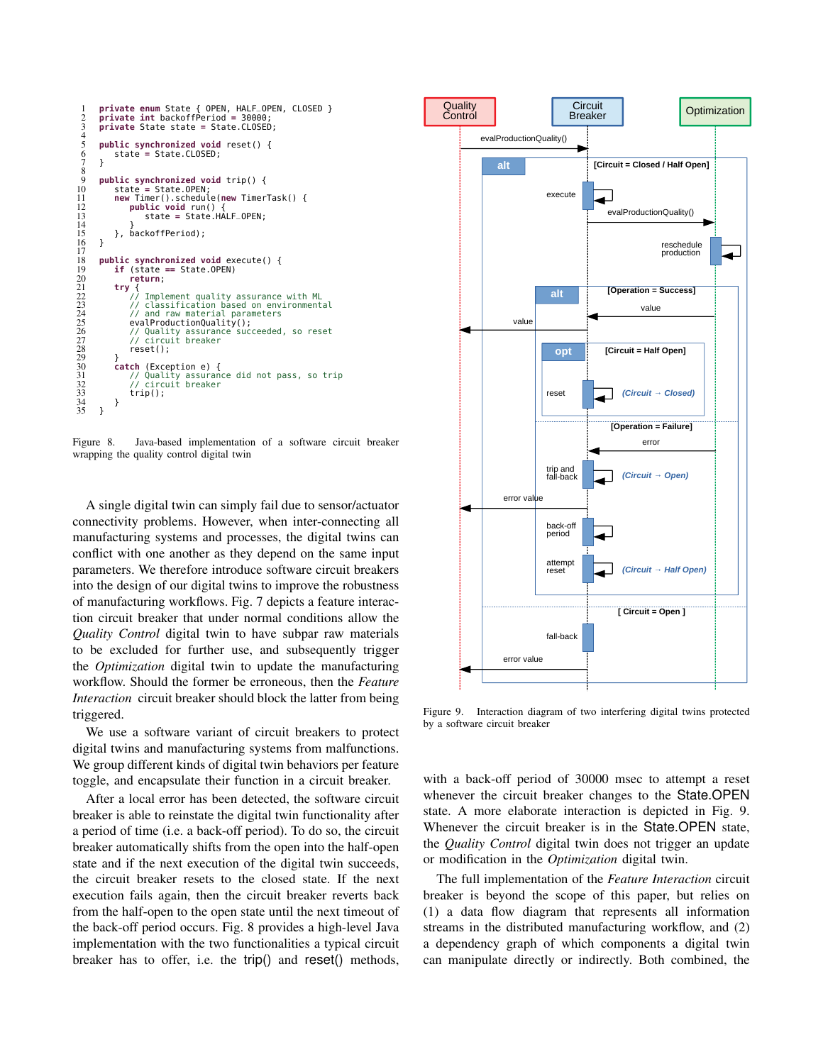```java
private enum State { OPEN, HALF_OPEN, CLOSED }
private int backoffPeriod = 30000;
private State state = State.CLOSED;

public synchronized void reset() {
    state = State.CLOSED;
}

public synchronized void trip() {
    state = State.OPEN;
    new Timer().schedule(new TimerTask() {
        public void run() {
            state = State.HALF_OPEN;
        }
    }, backoffPeriod);
}

public synchronized void execute() {
    if (state == State.OPEN)
        return;
    try {
        // Implement quality assurance with ML
        // classification based on environmental
        // and raw material parameters
        evalProductionQuality();
        // Quality assurance succeeded, so reset
        // circuit breaker
        reset();
    }
    catch (Exception e) {
        // Quality assurance did not pass, so trip
        // circuit breaker
        trip();
    }
}
```

Figure 8. Java-based implementation of a software circuit breaker wrapping the quality control digital twin

A single digital twin can simply fail due to sensor/actuator connectivity problems. However, when inter-connecting all manufacturing systems and processes, the digital twins can conflict with one another as they depend on the same input parameters. We therefore introduce software circuit breakers into the design of our digital twins to improve the robustness of manufacturing workflows. Fig. 7 depicts a feature interaction circuit breaker that under normal conditions allow the *Quality Control* digital twin to have subpar raw materials to be excluded for further use, and subsequently trigger the *Optimization* digital twin to update the manufacturing workflow. Should the former be erroneous, then the *Feature Interaction* circuit breaker should block the latter from being triggered.

We use a software variant of circuit breakers to protect digital twins and manufacturing systems from malfunctions. We group different kinds of digital twin behaviors per feature toggle, and encapsulate their function in a circuit breaker.

After a local error has been detected, the software circuit breaker is able to reinstate the digital twin functionality after a period of time (i.e. a back-off period). To do so, the circuit breaker automatically shifts from the open into the half-open state and if the next execution of the digital twin succeeds, the circuit breaker resets to the closed state. If the next execution fails again, then the circuit breaker reverts back from the half-open to the open state until the next timeout of the back-off period occurs. Fig. 8 provides a high-level Java implementation with the two functionalities a typical circuit breaker has to offer, i.e. the trip() and reset() methods,

Quality Control
Circuit Breaker
Optimization
evalProductionQuality()
alt [Circuit = Closed / Half Open]
execute
evalProductionQuality()
reschedule production
alt [Operation = Success]
value
value
opt [Circuit = Half Open]
reset
(Circuit → Closed)
[Operation = Failure]
error
trip and fall-back
(Circuit → Open)
error value
back-off period
attempt reset
(Circuit → Half Open)
[ Circuit = Open ]
fall-back
error value

Figure 9. Interaction diagram of two interfering digital twins protected by a software circuit breaker

with a back-off period of 30000 msec to attempt a reset whenever the circuit breaker changes to the State.OPEN state. A more elaborate interaction is depicted in Fig. 9. Whenever the circuit breaker is in the State.OPEN state, the *Quality Control* digital twin does not trigger an update or modification in the *Optimization* digital twin.

The full implementation of the *Feature Interaction* circuit breaker is beyond the scope of this paper, but relies on (1) a data flow diagram that represents all information streams in the distributed manufacturing workflow, and (2) a dependency graph of which components a digital twin can manipulate directly or indirectly. Both combined, the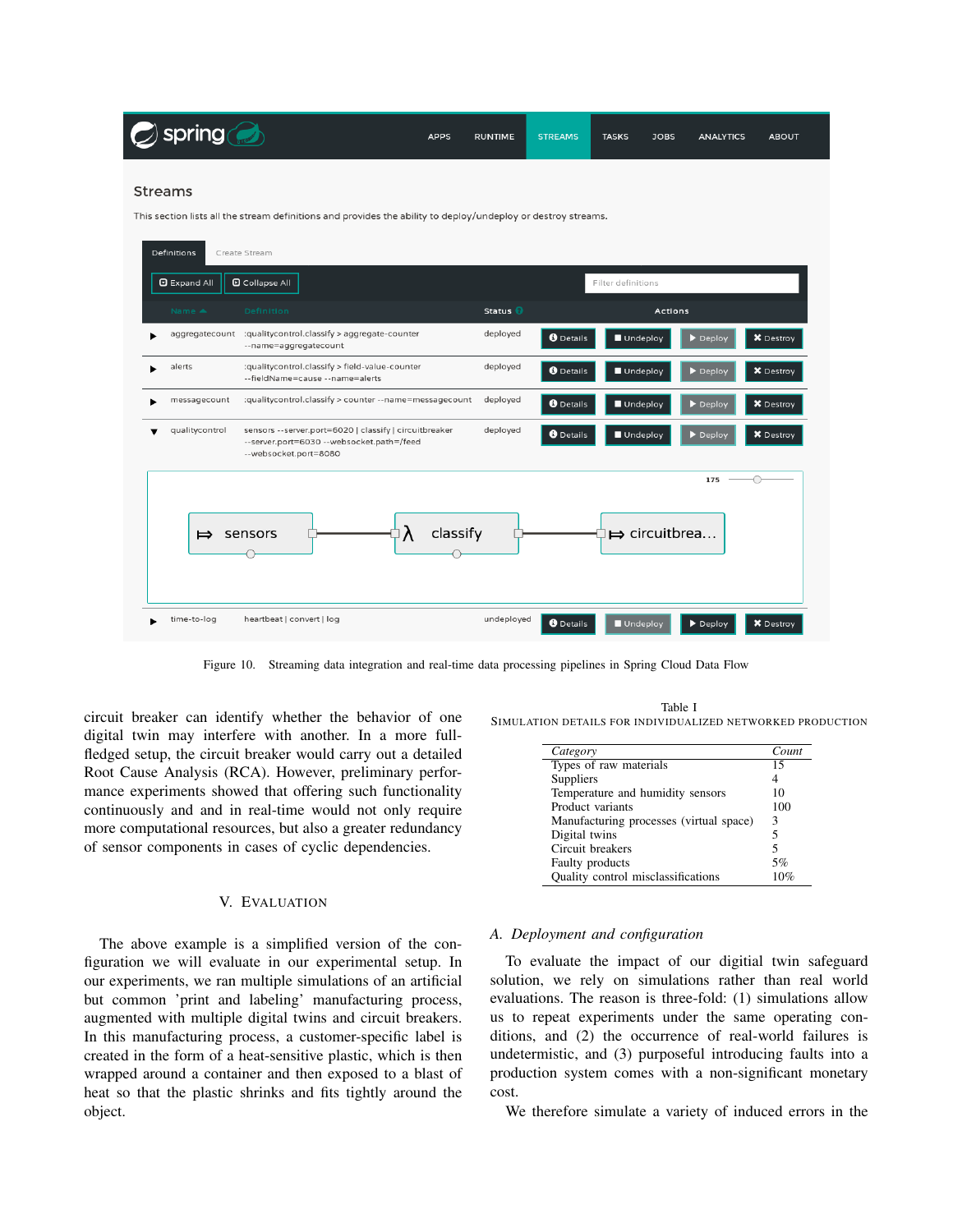Figure 10. Streaming data integration and real-time data processing pipelines in Spring Cloud Data Flow

circuit breaker can identify whether the behavior of one digital twin may interfere with another. In a more full-fledged setup, the circuit breaker would carry out a detailed Root Cause Analysis (RCA). However, preliminary performance experiments showed that offering such functionality continuously and and in real-time would not only require more computational resources, but also a greater redundancy of sensor components in cases of cyclic dependencies.

## V. Evaluation

The above example is a simplified version of the configuration we will evaluate in our experimental setup. In our experiments, we ran multiple simulations of an artificial but common 'print and labeling' manufacturing process, augmented with multiple digital twins and circuit breakers. In this manufacturing process, a customer-specific label is created in the form of a heat-sensitive plastic, which is then wrapped around a container and then exposed to a blast of heat so that the plastic shrinks and fits tightly around the object.

Table I
Simulation details for individualized networked production

| *Category* | *Count* |
|---|---|
| Types of raw materials | 15 |
| Suppliers | 4 |
| Temperature and humidity sensors | 10 |
| Product variants | 100 |
| Manufacturing processes (virtual space) | 3 |
| Digital twins | 5 |
| Circuit breakers | 5 |
| Faulty products | 5% |
| Quality control misclassifications | 10% |

### A. Deployment and configuration

To evaluate the impact of our digital twin safeguard solution, we rely on simulations rather than real world evaluations. The reason is three-fold: (1) simulations allow us to repeat experiments under the same operating conditions, and (2) the occurrence of real-world failures is undetermistic, and (3) purposeful introducing faults into a production system comes with a non-significant monetary cost.

We therefore simulate a variety of induced errors in the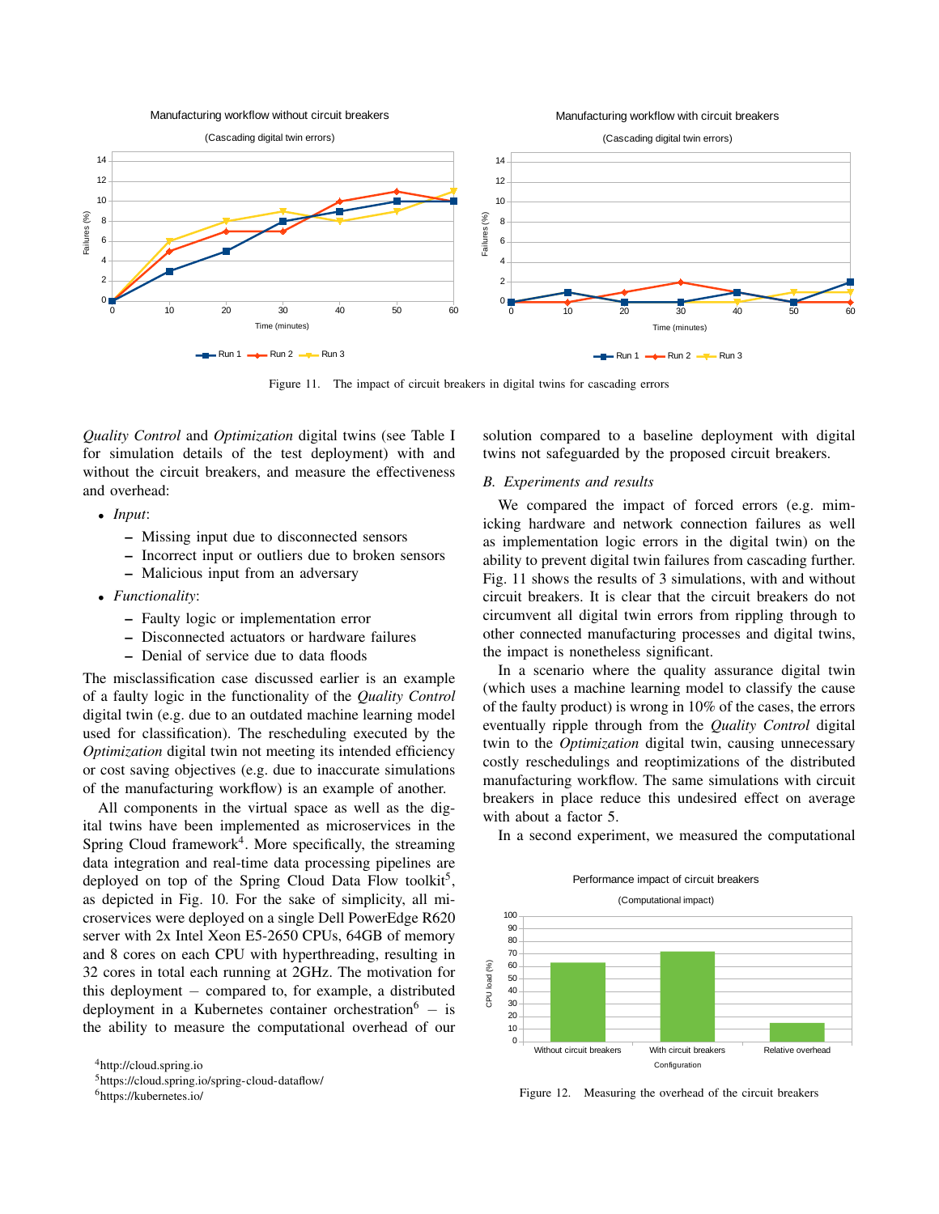Figure 11. The impact of circuit breakers in digital twins for cascading errors

*Quality Control* and *Optimization* digital twins (see Table I for simulation details of the test deployment) with and without the circuit breakers, and measure the effectiveness and overhead:

- *Input*:
  - Missing input due to disconnected sensors
  - Incorrect input or outliers due to broken sensors
  - Malicious input from an adversary
- *Functionality*:
  - Faulty logic or implementation error
  - Disconnected actuators or hardware failures
  - Denial of service due to data floods

The misclassification case discussed earlier is an example of a faulty logic in the functionality of the *Quality Control* digital twin (e.g. due to an outdated machine learning model used for classification). The rescheduling executed by the *Optimization* digital twin not meeting its intended efficiency or cost saving objectives (e.g. due to inaccurate simulations of the manufacturing workflow) is an example of another.

All components in the virtual space as well as the digital twins have been implemented as microservices in the Spring Cloud framework[4]. More specifically, the streaming data integration and real-time data processing pipelines are deployed on top of the Spring Cloud Data Flow toolkit[5], as depicted in Fig. 10. For the sake of simplicity, all microservices were deployed on a single Dell PowerEdge R620 server with 2x Intel Xeon E5-2650 CPUs, 64GB of memory and 8 cores on each CPU with hyperthreading, resulting in 32 cores in total each running at 2GHz. The motivation for this deployment – compared to, for example, a distributed deployment in a Kubernetes container orchestration[6] – is the ability to measure the computational overhead of our solution compared to a baseline deployment with digital twins not safeguarded by the proposed circuit breakers.

### B. Experiments and results

We compared the impact of forced errors (e.g. mimicking hardware and network connection failures as well as implementation logic errors in the digital twin) on the ability to prevent digital twin failures from cascading further. Fig. 11 shows the results of 3 simulations, with and without circuit breakers. It is clear that the circuit breakers do not circumvent all digital twin errors from rippling through to other connected manufacturing processes and digital twins, the impact is nonetheless significant.

In a scenario where the quality assurance digital twin (which uses a machine learning model to classify the cause of the faulty product) is wrong in 10% of the cases, the errors eventually ripple through from the *Quality Control* digital twin to the *Optimization* digital twin, causing unnecessary costly reschedulings and reoptimizations of the distributed manufacturing workflow. The same simulations with circuit breakers in place reduce this undesired effect on average with about a factor 5.

In a second experiment, we measured the computational

Figure 12. Measuring the overhead of the circuit breakers

[4] http://cloud.spring.io

[5] https://cloud.spring.io/spring-cloud-dataflow/

[6] https://kubernetes.io/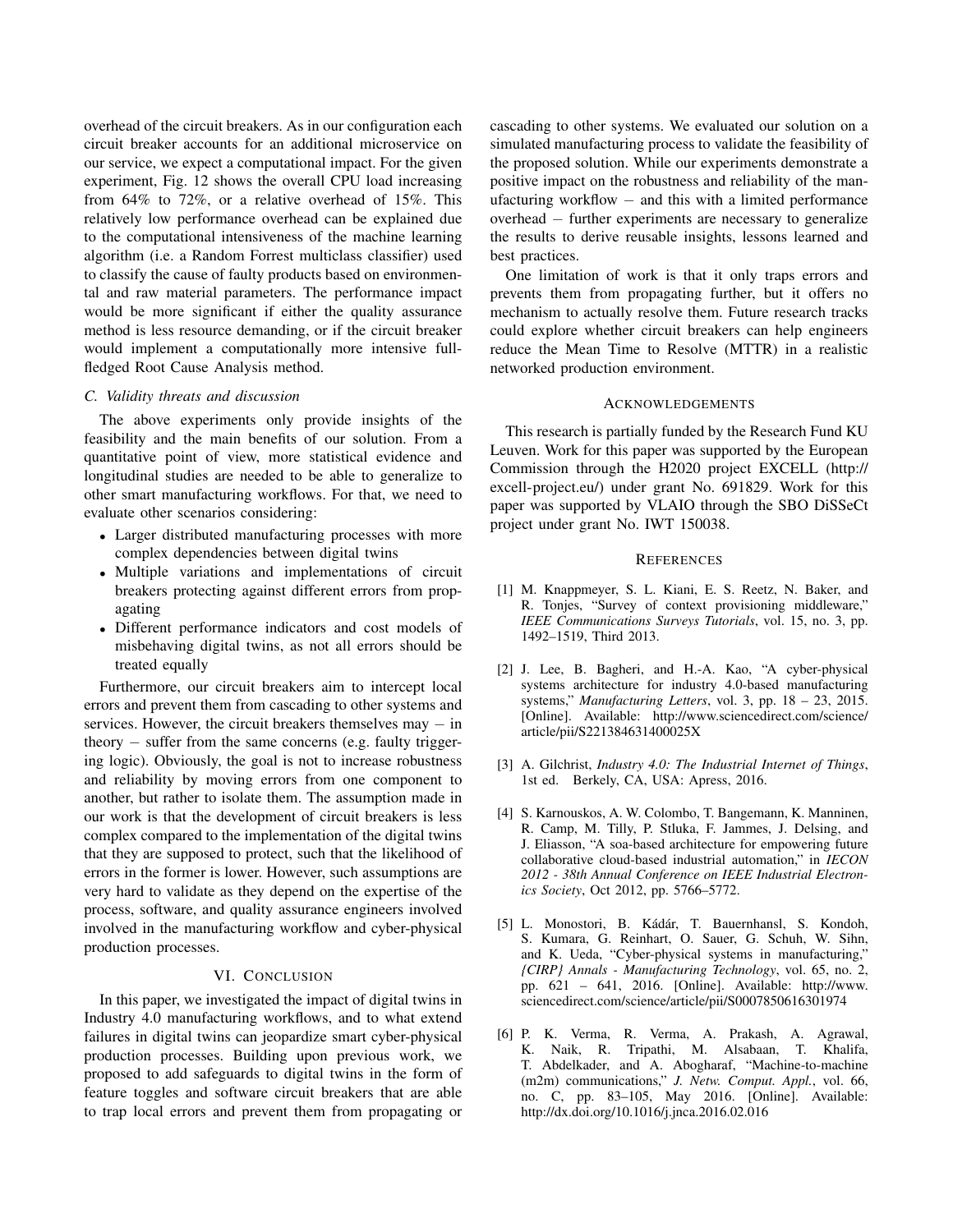overhead of the circuit breakers. As in our configuration each circuit breaker accounts for an additional microservice on our service, we expect a computational impact. For the given experiment, Fig. 12 shows the overall CPU load increasing from 64% to 72%, or a relative overhead of 15%. This relatively low performance overhead can be explained due to the computational intensiveness of the machine learning algorithm (i.e. a Random Forrest multiclass classifier) used to classify the cause of faulty products based on environmental and raw material parameters. The performance impact would be more significant if either the quality assurance method is less resource demanding, or if the circuit breaker would implement a computationally more intensive full-fledged Root Cause Analysis method.

### C. Validity threats and discussion

The above experiments only provide insights of the feasibility and the main benefits of our solution. From a quantitative point of view, more statistical evidence and longitudinal studies are needed to be able to generalize to other smart manufacturing workflows. For that, we need to evaluate other scenarios considering:

- Larger distributed manufacturing processes with more complex dependencies between digital twins
- Multiple variations and implementations of circuit breakers protecting against different errors from propagating
- Different performance indicators and cost models of misbehaving digital twins, as not all errors should be treated equally

Furthermore, our circuit breakers aim to intercept local errors and prevent them from cascading to other systems and services. However, the circuit breakers themselves may – in theory – suffer from the same concerns (e.g. faulty triggering logic). Obviously, the goal is not to increase robustness and reliability by moving errors from one component to another, but rather to isolate them. The assumption made in our work is that the development of circuit breakers is less complex compared to the implementation of the digital twins that they are supposed to protect, such that the likelihood of errors in the former is lower. However, such assumptions are very hard to validate as they depend on the expertise of the process, software, and quality assurance engineers involved involved in the manufacturing workflow and cyber-physical production processes.

## VI. Conclusion

In this paper, we investigated the impact of digital twins in Industry 4.0 manufacturing workflows, and to what extend failures in digital twins can jeopardize smart cyber-physical production processes. Building upon previous work, we proposed to add safeguards to digital twins in the form of feature toggles and software circuit breakers that are able to trap local errors and prevent them from propagating or cascading to other systems. We evaluated our solution on a simulated manufacturing process to validate the feasibility of the proposed solution. While our experiments demonstrate a positive impact on the robustness and reliability of the manufacturing workflow – and this with a limited performance overhead – further experiments are necessary to generalize the results to derive reusable insights, lessons learned and best practices.

One limitation of work is that it only traps errors and prevents them from propagating further, but it offers no mechanism to actually resolve them. Future research tracks could explore whether circuit breakers can help engineers reduce the Mean Time to Resolve (MTTR) in a realistic networked production environment.

## Acknowledgements

This research is partially funded by the Research Fund KU Leuven. Work for this paper was supported by the European Commission through the H2020 project EXCELL (http://excell-project.eu/) under grant No. 691829. Work for this paper was supported by VLAIO through the SBO DiSSeCt project under grant No. IWT 150038.

## References

[1] M. Knappmeyer, S. L. Kiani, E. S. Reetz, N. Baker, and R. Tonjes, "Survey of context provisioning middleware," *IEEE Communications Surveys Tutorials*, vol. 15, no. 3, pp. 1492–1519, Third 2013.

[2] J. Lee, B. Bagheri, and H.-A. Kao, "A cyber-physical systems architecture for industry 4.0-based manufacturing systems," *Manufacturing Letters*, vol. 3, pp. 18 – 23, 2015. [Online]. Available: http://www.sciencedirect.com/science/article/pii/S221384631400025X

[3] A. Gilchrist, *Industry 4.0: The Industrial Internet of Things*, 1st ed. Berkely, CA, USA: Apress, 2016.

[4] S. Karnouskos, A. W. Colombo, T. Bangemann, K. Manninen, R. Camp, M. Tilly, P. Stluka, F. Jammes, J. Delsing, and J. Eliasson, "A soa-based architecture for empowering future collaborative cloud-based industrial automation," in *IECON 2012 - 38th Annual Conference on IEEE Industrial Electronics Society*, Oct 2012, pp. 5766–5772.

[5] L. Monostori, B. Kádár, T. Bauernhansl, S. Kondoh, S. Kumara, G. Reinhart, O. Sauer, G. Schuh, W. Sihn, and K. Ueda, "Cyber-physical systems in manufacturing," *{CIRP} Annals - Manufacturing Technology*, vol. 65, no. 2, pp. 621 – 641, 2016. [Online]. Available: http://www.sciencedirect.com/science/article/pii/S0007850616301974

[6] P. K. Verma, R. Verma, A. Prakash, A. Agrawal, K. Naik, R. Tripathi, M. Alsabaan, T. Khalifa, T. Abdelkader, and A. Abogharaf, "Machine-to-machine (m2m) communications," *J. Netw. Comput. Appl.*, vol. 66, no. C, pp. 83–105, May 2016. [Online]. Available: http://dx.doi.org/10.1016/j.jnca.2016.02.016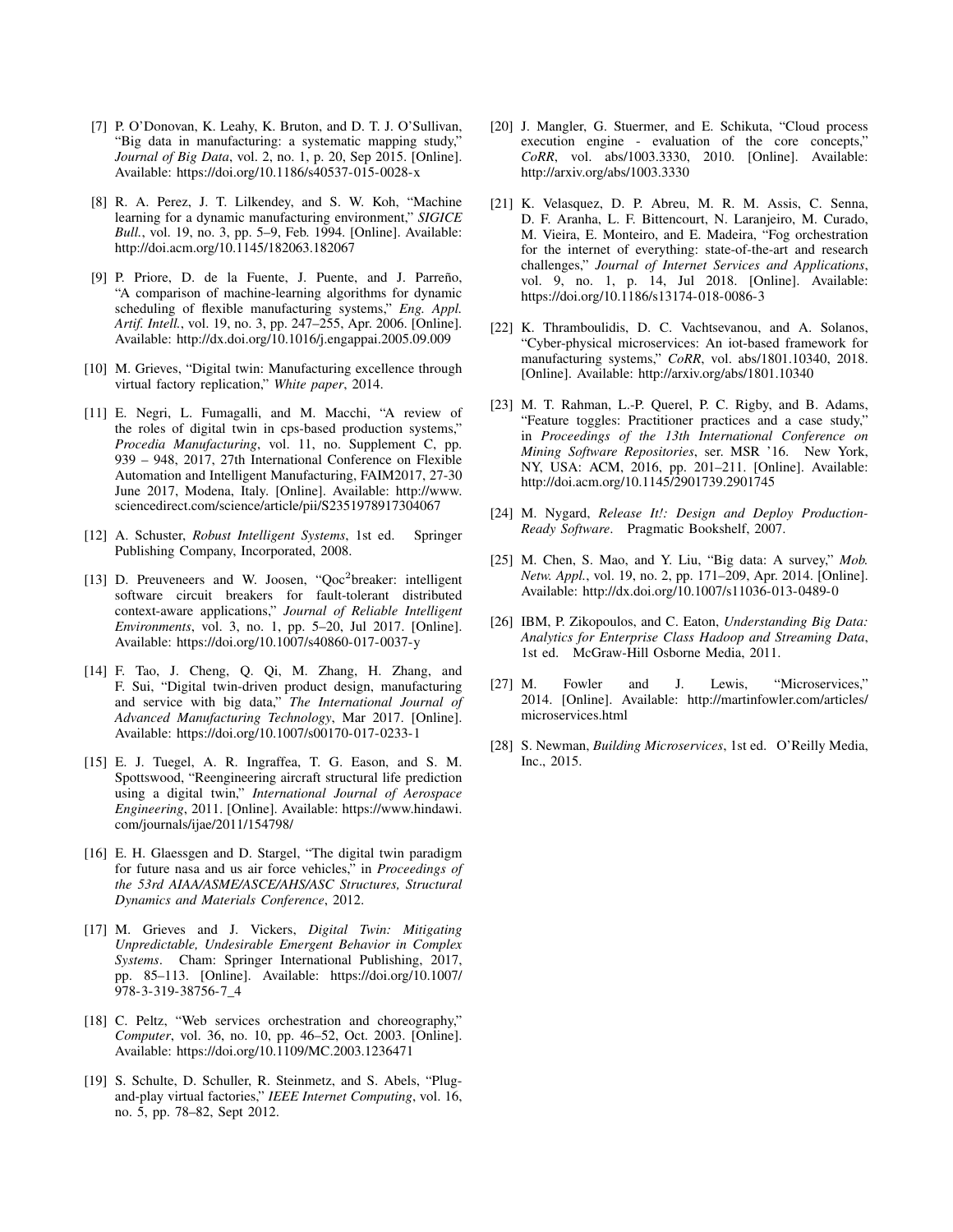[7] P. O'Donovan, K. Leahy, K. Bruton, and D. T. J. O'Sullivan, "Big data in manufacturing: a systematic mapping study," *Journal of Big Data*, vol. 2, no. 1, p. 20, Sep 2015. [Online]. Available: https://doi.org/10.1186/s40537-015-0028-x

[8] R. A. Perez, J. T. Lilkendey, and S. W. Koh, "Machine learning for a dynamic manufacturing environment," *SIGICE Bull.*, vol. 19, no. 3, pp. 5–9, Feb. 1994. [Online]. Available: http://doi.acm.org/10.1145/182063.182067

[9] P. Priore, D. de la Fuente, J. Puente, and J. Parreño, "A comparison of machine-learning algorithms for dynamic scheduling of flexible manufacturing systems," *Eng. Appl. Artif. Intell.*, vol. 19, no. 3, pp. 247–255, Apr. 2006. [Online]. Available: http://dx.doi.org/10.1016/j.engappai.2005.09.009

[10] M. Grieves, "Digital twin: Manufacturing excellence through virtual factory replication," *White paper*, 2014.

[11] E. Negri, L. Fumagalli, and M. Macchi, "A review of the roles of digital twin in cps-based production systems," *Procedia Manufacturing*, vol. 11, no. Supplement C, pp. 939 – 948, 2017, 27th International Conference on Flexible Automation and Intelligent Manufacturing, FAIM2017, 27-30 June 2017, Modena, Italy. [Online]. Available: http://www.sciencedirect.com/science/article/pii/S2351978917304067

[12] A. Schuster, *Robust Intelligent Systems*, 1st ed. Springer Publishing Company, Incorporated, 2008.

[13] D. Preuveneers and W. Joosen, "Qoc$^2$breaker: intelligent software circuit breakers for fault-tolerant distributed context-aware applications," *Journal of Reliable Intelligent Environments*, vol. 3, no. 1, pp. 5–20, Jul 2017. [Online]. Available: https://doi.org/10.1007/s40860-017-0037-y

[14] F. Tao, J. Cheng, Q. Qi, M. Zhang, H. Zhang, and F. Sui, "Digital twin-driven product design, manufacturing and service with big data," *The International Journal of Advanced Manufacturing Technology*, Mar 2017. [Online]. Available: https://doi.org/10.1007/s00170-017-0233-1

[15] E. J. Tuegel, A. R. Ingraffea, T. G. Eason, and S. M. Spottswood, "Reengineering aircraft structural life prediction using a digital twin," *International Journal of Aerospace Engineering*, 2011. [Online]. Available: https://www.hindawi.com/journals/ijae/2011/154798/

[16] E. H. Glaessgen and D. Stargel, "The digital twin paradigm for future nasa and us air force vehicles," in *Proceedings of the 53rd AIAA/ASME/ASCE/AHS/ASC Structures, Structural Dynamics and Materials Conference*, 2012.

[17] M. Grieves and J. Vickers, *Digital Twin: Mitigating Unpredictable, Undesirable Emergent Behavior in Complex Systems*. Cham: Springer International Publishing, 2017, pp. 85–113. [Online]. Available: https://doi.org/10.1007/978-3-319-38756-7_4

[18] C. Peltz, "Web services orchestration and choreography," *Computer*, vol. 36, no. 10, pp. 46–52, Oct. 2003. [Online]. Available: https://doi.org/10.1109/MC.2003.1236471

[19] S. Schulte, D. Schuller, R. Steinmetz, and S. Abels, "Plug-and-play virtual factories," *IEEE Internet Computing*, vol. 16, no. 5, pp. 78–82, Sept 2012.

[20] J. Mangler, G. Stuermer, and E. Schikuta, "Cloud process execution engine - evaluation of the core concepts," *CoRR*, vol. abs/1003.3330, 2010. [Online]. Available: http://arxiv.org/abs/1003.3330

[21] K. Velasquez, D. P. Abreu, M. R. M. Assis, C. Senna, D. F. Aranha, L. F. Bittencourt, N. Laranjeiro, M. Curado, M. Vieira, E. Monteiro, and E. Madeira, "Fog orchestration for the internet of everything: state-of-the-art and research challenges," *Journal of Internet Services and Applications*, vol. 9, no. 1, p. 14, Jul 2018. [Online]. Available: https://doi.org/10.1186/s13174-018-0086-3

[22] K. Thramboulidis, D. C. Vachtsevanou, and A. Solanos, "Cyber-physical microservices: An iot-based framework for manufacturing systems," *CoRR*, vol. abs/1801.10340, 2018. [Online]. Available: http://arxiv.org/abs/1801.10340

[23] M. T. Rahman, L.-P. Querel, P. C. Rigby, and B. Adams, "Feature toggles: Practitioner practices and a case study," in *Proceedings of the 13th International Conference on Mining Software Repositories*, ser. MSR '16. New York, NY, USA: ACM, 2016, pp. 201–211. [Online]. Available: http://doi.acm.org/10.1145/2901739.2901745

[24] M. Nygard, *Release It!: Design and Deploy Production-Ready Software*. Pragmatic Bookshelf, 2007.

[25] M. Chen, S. Mao, and Y. Liu, "Big data: A survey," *Mob. Netw. Appl.*, vol. 19, no. 2, pp. 171–209, Apr. 2014. [Online]. Available: http://dx.doi.org/10.1007/s11036-013-0489-0

[26] IBM, P. Zikopoulos, and C. Eaton, *Understanding Big Data: Analytics for Enterprise Class Hadoop and Streaming Data*, 1st ed. McGraw-Hill Osborne Media, 2011.

[27] M. Fowler and J. Lewis, "Microservices," 2014. [Online]. Available: http://martinfowler.com/articles/microservices.html

[28] S. Newman, *Building Microservices*, 1st ed. O'Reilly Media, Inc., 2015.